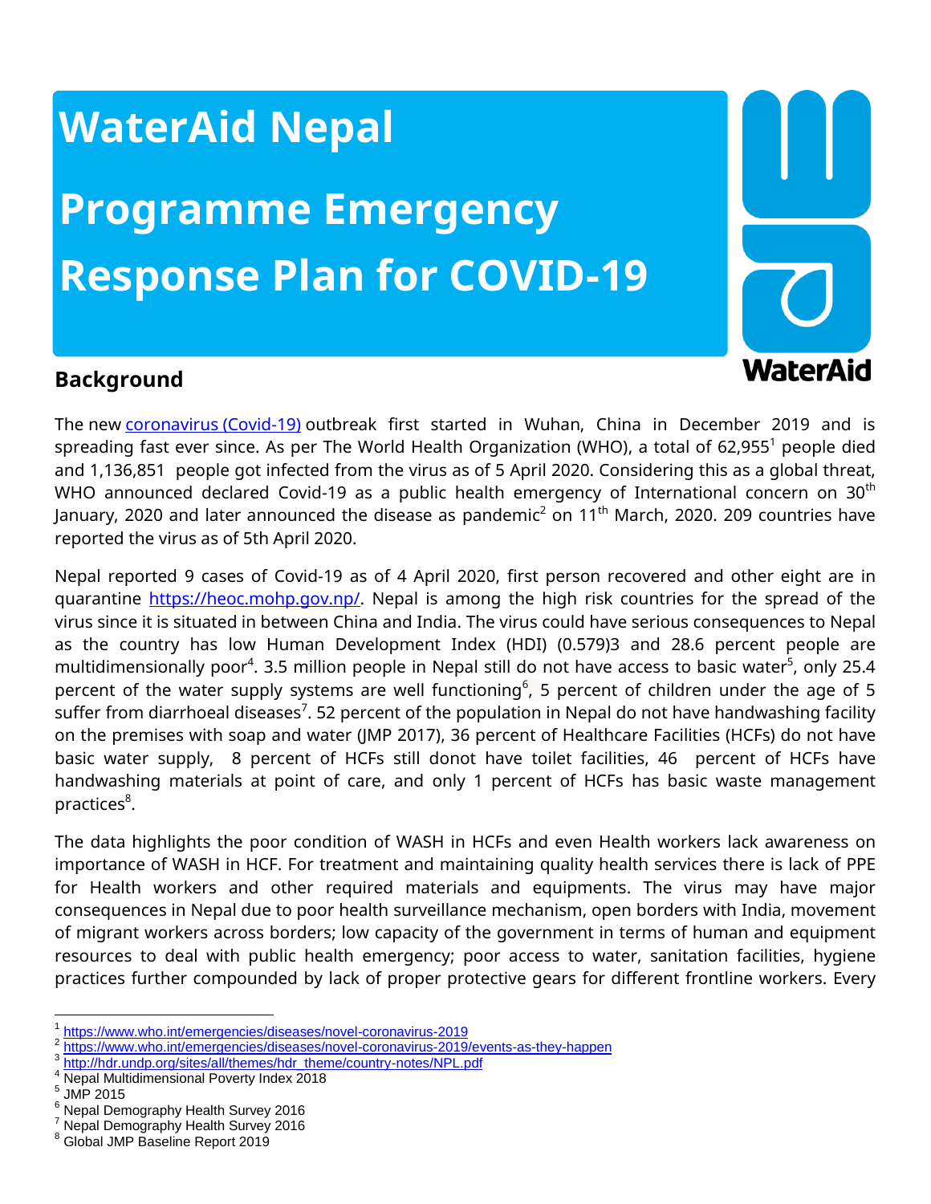# WaterAid Nepal

# Programme Emergency Response Plan for COVID-19

## Background

The new [coronavirus (Covid-19)](#) outbreak first started in Wuhan, China in December 2019 and is spreading fast ever since. As per The World Health Organization (WHO), a total of 62,955[1] people died and 1,136,851 people got infected from the virus as of 5 April 2020. Considering this as a global threat, WHO announced declared Covid-19 as a public health emergency of International concern on 30th January, 2020 and later announced the disease as pandemic[2] on 11th March, 2020. 209 countries have reported the virus as of 5th April 2020.

Nepal reported 9 cases of Covid-19 as of 4 April 2020, first person recovered and other eight are in quarantine https://heoc.mohp.gov.np/. Nepal is among the high risk countries for the spread of the virus since it is situated in between China and India. The virus could have serious consequences to Nepal as the country has low Human Development Index (HDI) (0.579)3 and 28.6 percent people are multidimensionally poor[4]. 3.5 million people in Nepal still do not have access to basic water[5], only 25.4 percent of the water supply systems are well functioning[6], 5 percent of children under the age of 5 suffer from diarrhoeal diseases[7]. 52 percent of the population in Nepal do not have handwashing facility on the premises with soap and water (JMP 2017), 36 percent of Healthcare Facilities (HCFs) do not have basic water supply, 8 percent of HCFs still donot have toilet facilities, 46 percent of HCFs have handwashing materials at point of care, and only 1 percent of HCFs has basic waste management practices[8].

The data highlights the poor condition of WASH in HCFs and even Health workers lack awareness on importance of WASH in HCF. For treatment and maintaining quality health services there is lack of PPE for Health workers and other required materials and equipments. The virus may have major consequences in Nepal due to poor health surveillance mechanism, open borders with India, movement of migrant workers across borders; low capacity of the government in terms of human and equipment resources to deal with public health emergency; poor access to water, sanitation facilities, hygiene practices further compounded by lack of proper protective gears for different frontline workers. Every

---

[1] https://www.who.int/emergencies/diseases/novel-coronavirus-2019
[2] https://www.who.int/emergencies/diseases/novel-coronavirus-2019/events-as-they-happen
[3] http://hdr.undp.org/sites/all/themes/hdr_theme/country-notes/NPL.pdf
[4] Nepal Multidimensional Poverty Index 2018
[5] JMP 2015
[6] Nepal Demography Health Survey 2016
[7] Nepal Demography Health Survey 2016
[8] Global JMP Baseline Report 2019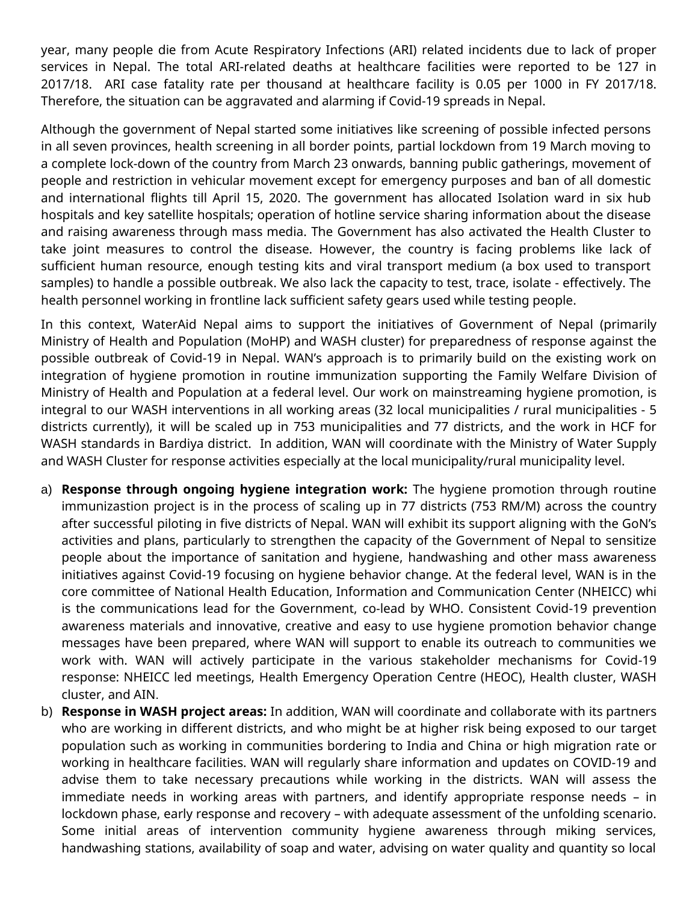year, many people die from Acute Respiratory Infections (ARI) related incidents due to lack of proper services in Nepal. The total ARI-related deaths at healthcare facilities were reported to be 127 in 2017/18. ARI case fatality rate per thousand at healthcare facility is 0.05 per 1000 in FY 2017/18. Therefore, the situation can be aggravated and alarming if Covid-19 spreads in Nepal.

Although the government of Nepal started some initiatives like screening of possible infected persons in all seven provinces, health screening in all border points, partial lockdown from 19 March moving to a complete lock-down of the country from March 23 onwards, banning public gatherings, movement of people and restriction in vehicular movement except for emergency purposes and ban of all domestic and international flights till April 15, 2020. The government has allocated Isolation ward in six hub hospitals and key satellite hospitals; operation of hotline service sharing information about the disease and raising awareness through mass media. The Government has also activated the Health Cluster to take joint measures to control the disease. However, the country is facing problems like lack of sufficient human resource, enough testing kits and viral transport medium (a box used to transport samples) to handle a possible outbreak. We also lack the capacity to test, trace, isolate - effectively. The health personnel working in frontline lack sufficient safety gears used while testing people.

In this context, WaterAid Nepal aims to support the initiatives of Government of Nepal (primarily Ministry of Health and Population (MoHP) and WASH cluster) for preparedness of response against the possible outbreak of Covid-19 in Nepal. WAN's approach is to primarily build on the existing work on integration of hygiene promotion in routine immunization supporting the Family Welfare Division of Ministry of Health and Population at a federal level. Our work on mainstreaming hygiene promotion, is integral to our WASH interventions in all working areas (32 local municipalities / rural municipalities - 5 districts currently), it will be scaled up in 753 municipalities and 77 districts, and the work in HCF for WASH standards in Bardiya district. In addition, WAN will coordinate with the Ministry of Water Supply and WASH Cluster for response activities especially at the local municipality/rural municipality level.

a) **Response through ongoing hygiene integration work:** The hygiene promotion through routine immunizastion project is in the process of scaling up in 77 districts (753 RM/M) across the country after successful piloting in five districts of Nepal. WAN will exhibit its support aligning with the GoN's activities and plans, particularly to strengthen the capacity of the Government of Nepal to sensitize people about the importance of sanitation and hygiene, handwashing and other mass awareness initiatives against Covid-19 focusing on hygiene behavior change. At the federal level, WAN is in the core committee of National Health Education, Information and Communication Center (NHEICC) whi is the communications lead for the Government, co-lead by WHO. Consistent Covid-19 prevention awareness materials and innovative, creative and easy to use hygiene promotion behavior change messages have been prepared, where WAN will support to enable its outreach to communities we work with. WAN will actively participate in the various stakeholder mechanisms for Covid-19 response: NHEICC led meetings, Health Emergency Operation Centre (HEOC), Health cluster, WASH cluster, and AIN.
b) **Response in WASH project areas:** In addition, WAN will coordinate and collaborate with its partners who are working in different districts, and who might be at higher risk being exposed to our target population such as working in communities bordering to India and China or high migration rate or working in healthcare facilities. WAN will regularly share information and updates on COVID-19 and advise them to take necessary precautions while working in the districts. WAN will assess the immediate needs in working areas with partners, and identify appropriate response needs – in lockdown phase, early response and recovery – with adequate assessment of the unfolding scenario. Some initial areas of intervention community hygiene awareness through miking services, handwashing stations, availability of soap and water, advising on water quality and quantity so local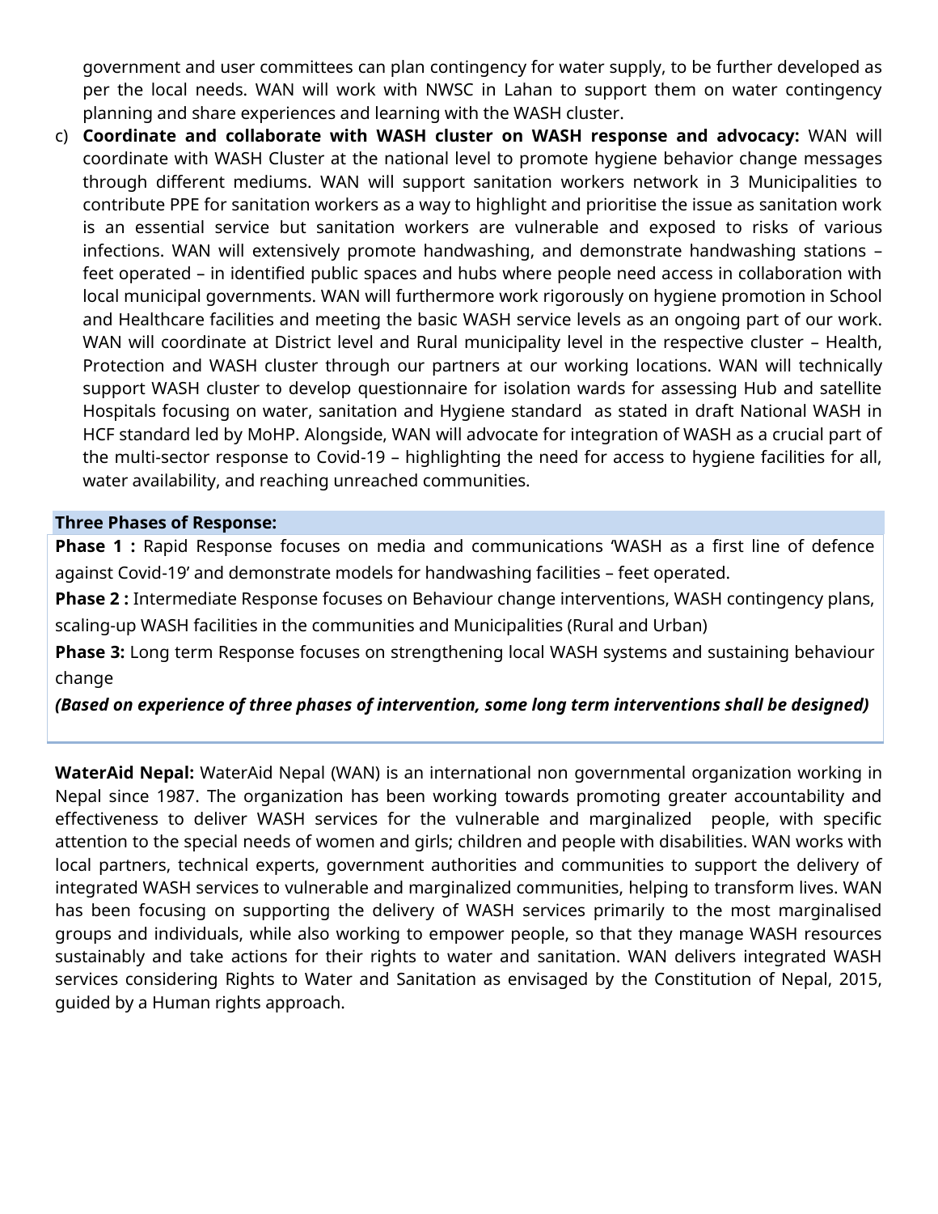government and user committees can plan contingency for water supply, to be further developed as per the local needs. WAN will work with NWSC in Lahan to support them on water contingency planning and share experiences and learning with the WASH cluster.

c) **Coordinate and collaborate with WASH cluster on WASH response and advocacy:** WAN will coordinate with WASH Cluster at the national level to promote hygiene behavior change messages through different mediums. WAN will support sanitation workers network in 3 Municipalities to contribute PPE for sanitation workers as a way to highlight and prioritise the issue as sanitation work is an essential service but sanitation workers are vulnerable and exposed to risks of various infections. WAN will extensively promote handwashing, and demonstrate handwashing stations – feet operated – in identified public spaces and hubs where people need access in collaboration with local municipal governments. WAN will furthermore work rigorously on hygiene promotion in School and Healthcare facilities and meeting the basic WASH service levels as an ongoing part of our work. WAN will coordinate at District level and Rural municipality level in the respective cluster – Health, Protection and WASH cluster through our partners at our working locations. WAN will technically support WASH cluster to develop questionnaire for isolation wards for assessing Hub and satellite Hospitals focusing on water, sanitation and Hygiene standard as stated in draft National WASH in HCF standard led by MoHP. Alongside, WAN will advocate for integration of WASH as a crucial part of the multi-sector response to Covid-19 – highlighting the need for access to hygiene facilities for all, water availability, and reaching unreached communities.

**Three Phases of Response:**

**Phase 1 :** Rapid Response focuses on media and communications 'WASH as a first line of defence against Covid-19' and demonstrate models for handwashing facilities – feet operated.

**Phase 2 :** Intermediate Response focuses on Behaviour change interventions, WASH contingency plans, scaling-up WASH facilities in the communities and Municipalities (Rural and Urban)

**Phase 3:** Long term Response focuses on strengthening local WASH systems and sustaining behaviour change

***(Based on experience of three phases of intervention, some long term interventions shall be designed)***

**WaterAid Nepal:** WaterAid Nepal (WAN) is an international non governmental organization working in Nepal since 1987. The organization has been working towards promoting greater accountability and effectiveness to deliver WASH services for the vulnerable and marginalized people, with specific attention to the special needs of women and girls; children and people with disabilities. WAN works with local partners, technical experts, government authorities and communities to support the delivery of integrated WASH services to vulnerable and marginalized communities, helping to transform lives. WAN has been focusing on supporting the delivery of WASH services primarily to the most marginalised groups and individuals, while also working to empower people, so that they manage WASH resources sustainably and take actions for their rights to water and sanitation. WAN delivers integrated WASH services considering Rights to Water and Sanitation as envisaged by the Constitution of Nepal, 2015, guided by a Human rights approach.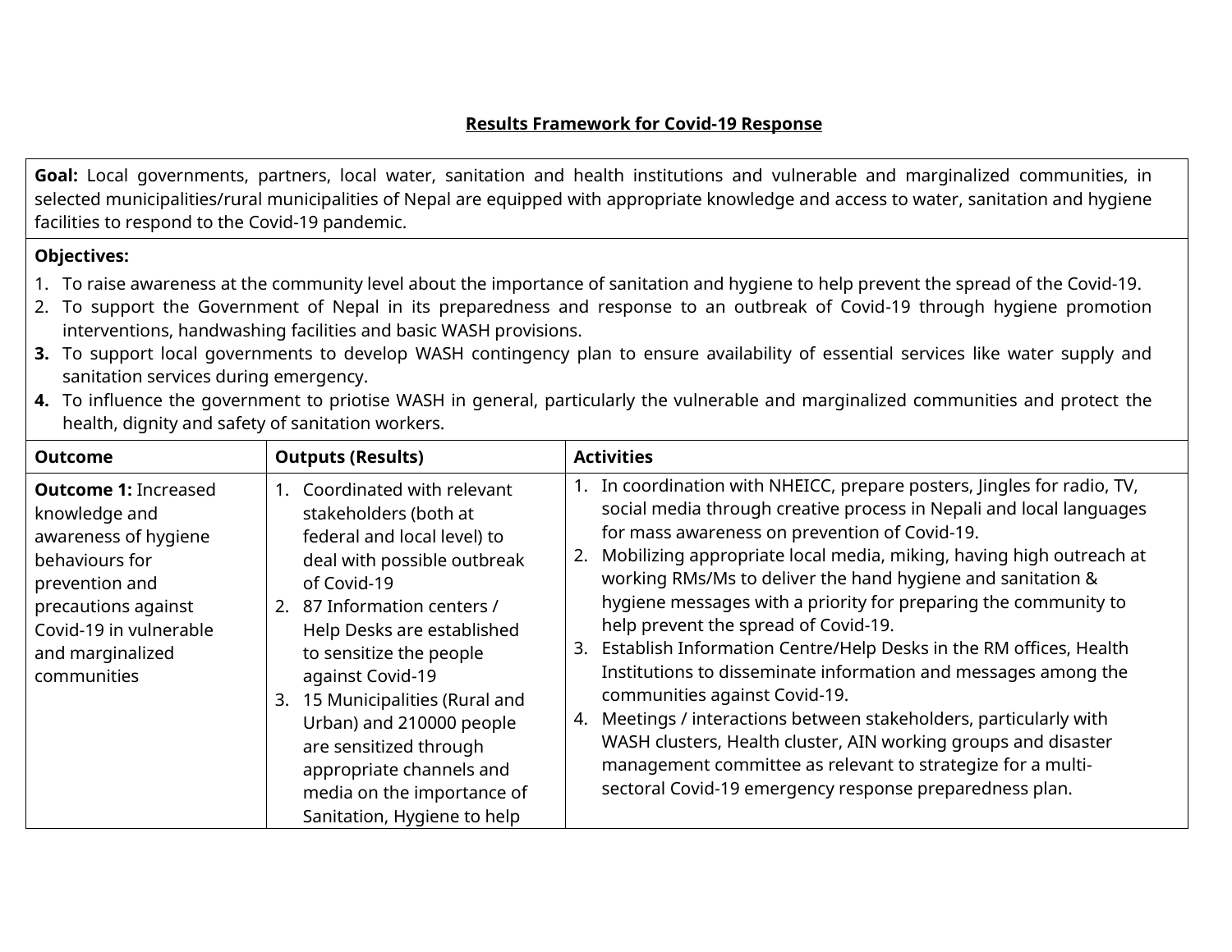**Results Framework for Covid-19 Response**

| **Goal:** Local governments, partners, local water, sanitation and health institutions and vulnerable and marginalized communities, in selected municipalities/rural municipalities of Nepal are equipped with appropriate knowledge and access to water, sanitation and hygiene facilities to respond to the Covid-19 pandemic. | | |
|---|---|---|
| **Objectives:**<br>1. To raise awareness at the community level about the importance of sanitation and hygiene to help prevent the spread of the Covid-19.<br>2. To support the Government of Nepal in its preparedness and response to an outbreak of Covid-19 through hygiene promotion interventions, handwashing facilities and basic WASH provisions.<br>**3.** To support local governments to develop WASH contingency plan to ensure availability of essential services like water supply and sanitation services during emergency.<br>**4.** To influence the government to priotise WASH in general, particularly the vulnerable and marginalized communities and protect the health, dignity and safety of sanitation workers. | | |
| **Outcome** | **Outputs (Results)** | **Activities** |
| **Outcome 1:** Increased knowledge and awareness of hygiene behaviours for prevention and precautions against Covid-19 in vulnerable and marginalized communities | 1. Coordinated with relevant stakeholders (both at federal and local level) to deal with possible outbreak of Covid-19<br>2. 87 Information centers / Help Desks are established to sensitize the people against Covid-19<br>3. 15 Municipalities (Rural and Urban) and 210000 people are sensitized through appropriate channels and media on the importance of Sanitation, Hygiene to help | 1. In coordination with NHEICC, prepare posters, Jingles for radio, TV, social media through creative process in Nepali and local languages for mass awareness on prevention of Covid-19.<br>2. Mobilizing appropriate local media, miking, having high outreach at working RMs/Ms to deliver the hand hygiene and sanitation & hygiene messages with a priority for preparing the community to help prevent the spread of Covid-19.<br>3. Establish Information Centre/Help Desks in the RM offices, Health Institutions to disseminate information and messages among the communities against Covid-19.<br>4. Meetings / interactions between stakeholders, particularly with WASH clusters, Health cluster, AIN working groups and disaster management committee as relevant to strategize for a multi-sectoral Covid-19 emergency response preparedness plan. |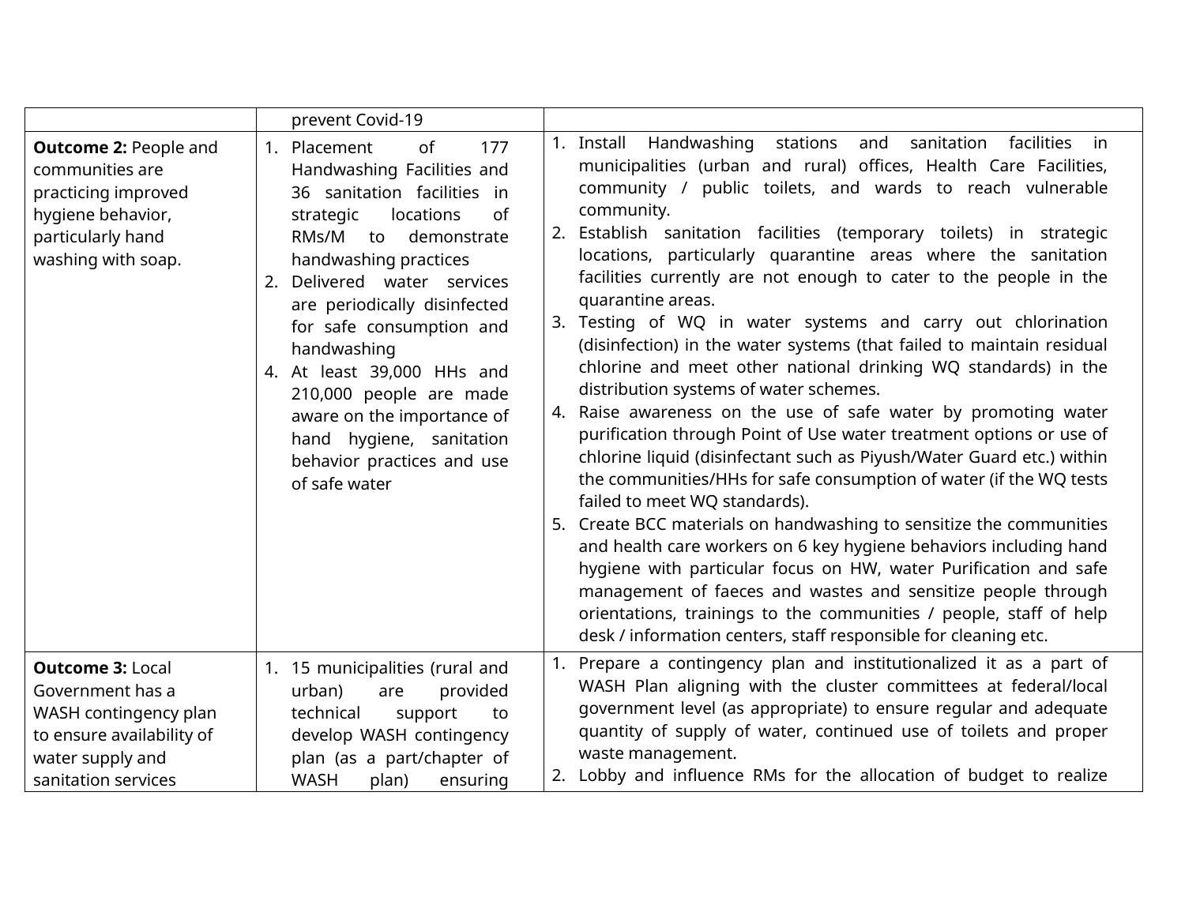| | prevent Covid-19 | |
|---|---|---|
| **Outcome 2:** People and communities are practicing improved hygiene behavior, particularly hand washing with soap. | 1. Placement of 177 Handwashing Facilities and 36 sanitation facilities in strategic locations of RMs/M to demonstrate handwashing practices<br>2. Delivered water services are periodically disinfected for safe consumption and handwashing<br>4. At least 39,000 HHs and 210,000 people are made aware on the importance of hand hygiene, sanitation behavior practices and use of safe water | 1. Install Handwashing stations and sanitation facilities in municipalities (urban and rural) offices, Health Care Facilities, community / public toilets, and wards to reach vulnerable community.<br>2. Establish sanitation facilities (temporary toilets) in strategic locations, particularly quarantine areas where the sanitation facilities currently are not enough to cater to the people in the quarantine areas.<br>3. Testing of WQ in water systems and carry out chlorination (disinfection) in the water systems (that failed to maintain residual chlorine and meet other national drinking WQ standards) in the distribution systems of water schemes.<br>4. Raise awareness on the use of safe water by promoting water purification through Point of Use water treatment options or use of chlorine liquid (disinfectant such as Piyush/Water Guard etc.) within the communities/HHs for safe consumption of water (if the WQ tests failed to meet WQ standards).<br>5. Create BCC materials on handwashing to sensitize the communities and health care workers on 6 key hygiene behaviors including hand hygiene with particular focus on HW, water Purification and safe management of faeces and wastes and sensitize people through orientations, trainings to the communities / people, staff of help desk / information centers, staff responsible for cleaning etc. |
| **Outcome 3:** Local Government has a WASH contingency plan to ensure availability of water supply and sanitation services | 1. 15 municipalities (rural and urban) are provided technical support to develop WASH contingency plan (as a part/chapter of WASH plan) ensuring | 1. Prepare a contingency plan and institutionalized it as a part of WASH Plan aligning with the cluster committees at federal/local government level (as appropriate) to ensure regular and adequate quantity of supply of water, continued use of toilets and proper waste management.<br>2. Lobby and influence RMs for the allocation of budget to realize |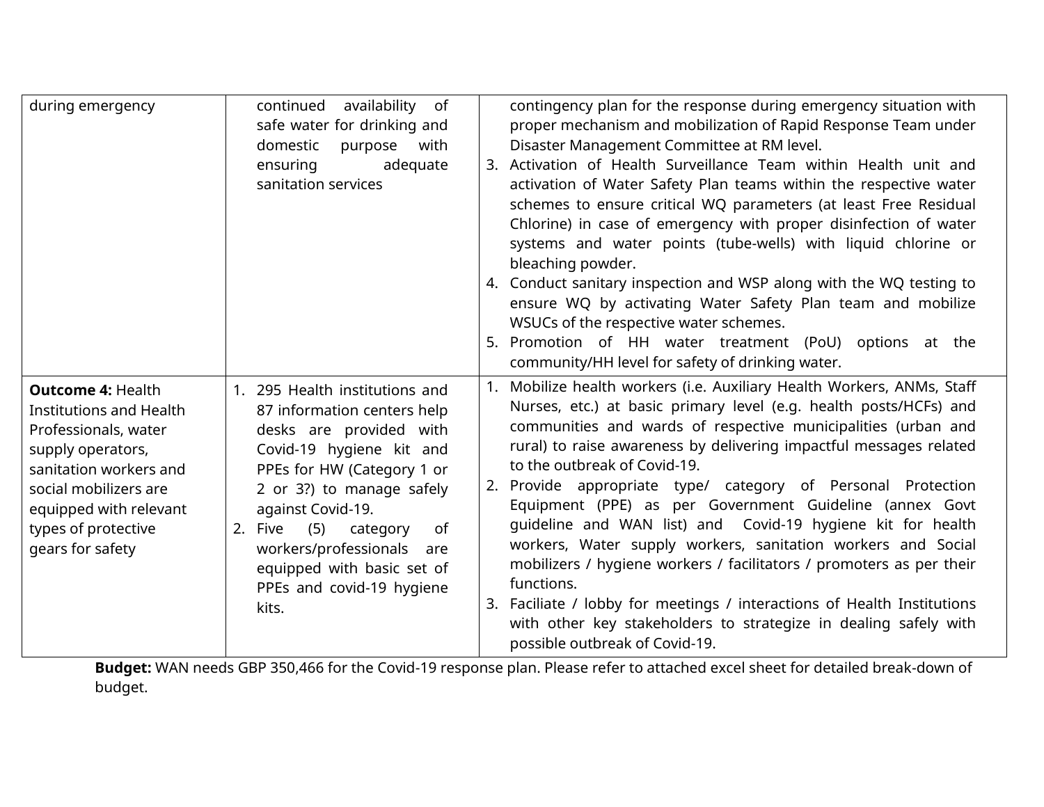| | | |
|---|---|---|
| during emergency | continued availability of safe water for drinking and domestic purpose with ensuring adequate sanitation services | contingency plan for the response during emergency situation with proper mechanism and mobilization of Rapid Response Team under Disaster Management Committee at RM level.<br>3. Activation of Health Surveillance Team within Health unit and activation of Water Safety Plan teams within the respective water schemes to ensure critical WQ parameters (at least Free Residual Chlorine) in case of emergency with proper disinfection of water systems and water points (tube-wells) with liquid chlorine or bleaching powder.<br>4. Conduct sanitary inspection and WSP along with the WQ testing to ensure WQ by activating Water Safety Plan team and mobilize WSUCs of the respective water schemes.<br>5. Promotion of HH water treatment (PoU) options at the community/HH level for safety of drinking water. |
| **Outcome 4:** Health Institutions and Health Professionals, water supply operators, sanitation workers and social mobilizers are equipped with relevant types of protective gears for safety | 1. 295 Health institutions and 87 information centers help desks are provided with Covid-19 hygiene kit and PPEs for HW (Category 1 or 2 or 3?) to manage safely against Covid-19.<br>2. Five (5) category of workers/professionals are equipped with basic set of PPEs and covid-19 hygiene kits. | 1. Mobilize health workers (i.e. Auxiliary Health Workers, ANMs, Staff Nurses, etc.) at basic primary level (e.g. health posts/HCFs) and communities and wards of respective municipalities (urban and rural) to raise awareness by delivering impactful messages related to the outbreak of Covid-19.<br>2. Provide appropriate type/ category of Personal Protection Equipment (PPE) as per Government Guideline (annex Govt guideline and WAN list) and Covid-19 hygiene kit for health workers, Water supply workers, sanitation workers and Social mobilizers / hygiene workers / facilitators / promoters as per their functions.<br>3. Faciliate / lobby for meetings / interactions of Health Institutions with other key stakeholders to strategize in dealing safely with possible outbreak of Covid-19. |

**Budget:** WAN needs GBP 350,466 for the Covid-19 response plan. Please refer to attached excel sheet for detailed break-down of budget.